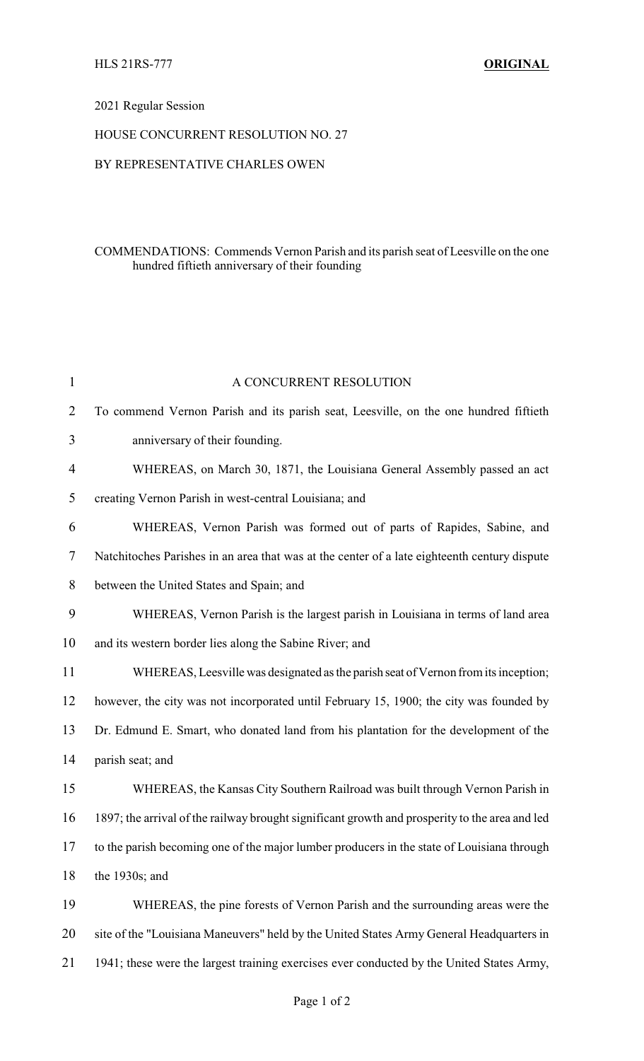HLS 21RS-777 **ORIGINAL**

2021 Regular Session

HOUSE CONCURRENT RESOLUTION NO. 27

BY REPRESENTATIVE CHARLES OWEN

COMMENDATIONS: Commends Vernon Parish and its parish seat of Leesville on the one hundred fiftieth anniversary of their founding

A CONCURRENT RESOLUTION

To commend Vernon Parish and its parish seat, Leesville, on the one hundred fiftieth anniversary of their founding.

WHEREAS, on March 30, 1871, the Louisiana General Assembly passed an act creating Vernon Parish in west-central Louisiana; and

WHEREAS, Vernon Parish was formed out of parts of Rapides, Sabine, and Natchitoches Parishes in an area that was at the center of a late eighteenth century dispute between the United States and Spain; and

WHEREAS, Vernon Parish is the largest parish in Louisiana in terms of land area and its western border lies along the Sabine River; and

WHEREAS, Leesville was designated as the parish seat of Vernon from its inception; however, the city was not incorporated until February 15, 1900; the city was founded by Dr. Edmund E. Smart, who donated land from his plantation for the development of the parish seat; and

WHEREAS, the Kansas City Southern Railroad was built through Vernon Parish in 1897; the arrival of the railway brought significant growth and prosperity to the area and led to the parish becoming one of the major lumber producers in the state of Louisiana through the 1930s; and

WHEREAS, the pine forests of Vernon Parish and the surrounding areas were the site of the "Louisiana Maneuvers" held by the United States Army General Headquarters in 1941; these were the largest training exercises ever conducted by the United States Army,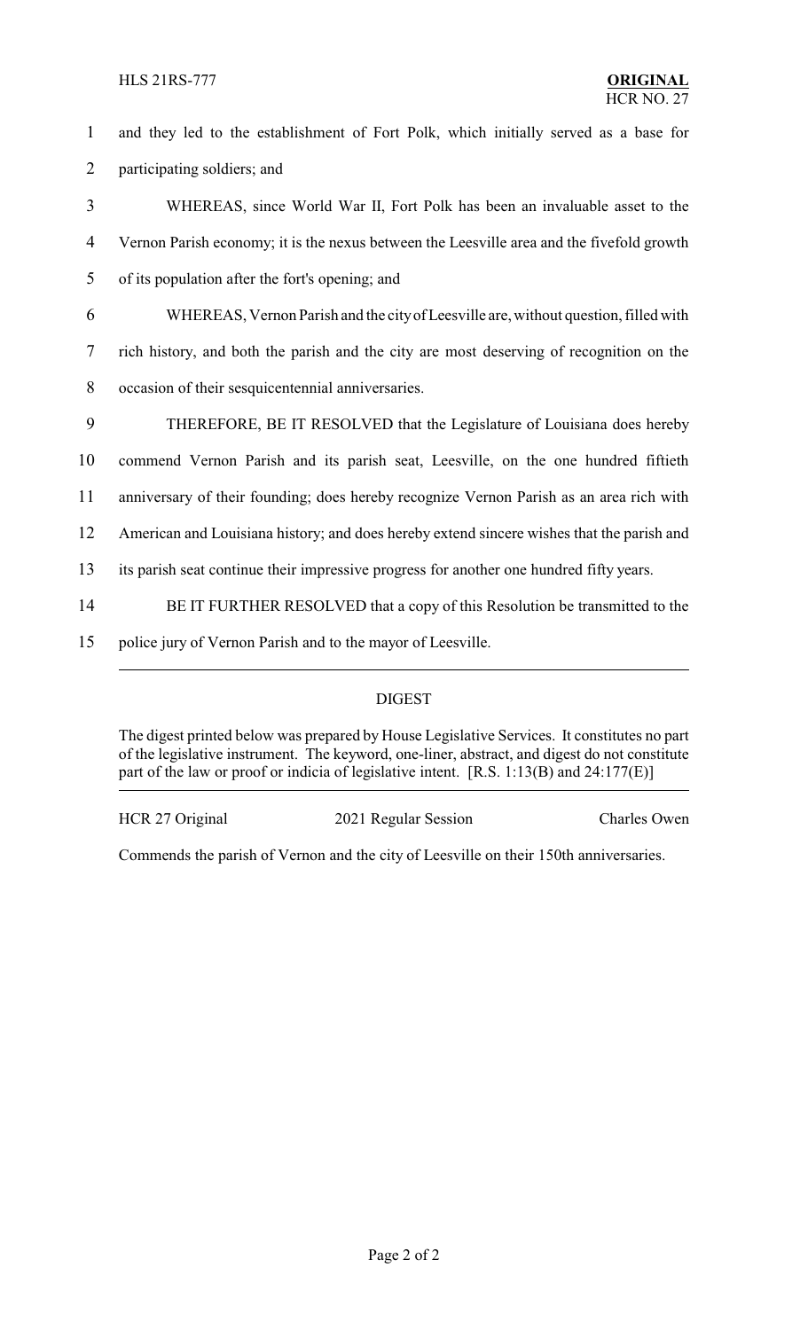and they led to the establishment of Fort Polk, which initially served as a base for participating soldiers; and

WHEREAS, since World War II, Fort Polk has been an invaluable asset to the Vernon Parish economy; it is the nexus between the Leesville area and the fivefold growth of its population after the fort's opening; and

WHEREAS, Vernon Parish and the city of Leesville are, without question, filled with rich history, and both the parish and the city are most deserving of recognition on the occasion of their sesquicentennial anniversaries.

THEREFORE, BE IT RESOLVED that the Legislature of Louisiana does hereby commend Vernon Parish and its parish seat, Leesville, on the one hundred fiftieth anniversary of their founding; does hereby recognize Vernon Parish as an area rich with American and Louisiana history; and does hereby extend sincere wishes that the parish and its parish seat continue their impressive progress for another one hundred fifty years.

BE IT FURTHER RESOLVED that a copy of this Resolution be transmitted to the police jury of Vernon Parish and to the mayor of Leesville.

## DIGEST

The digest printed below was prepared by House Legislative Services. It constitutes no part of the legislative instrument. The keyword, one-liner, abstract, and digest do not constitute part of the law or proof or indicia of legislative intent. [R.S. 1:13(B) and 24:177(E)]

HCR 27 Original    2021 Regular Session    Charles Owen

Commends the parish of Vernon and the city of Leesville on their 150th anniversaries.